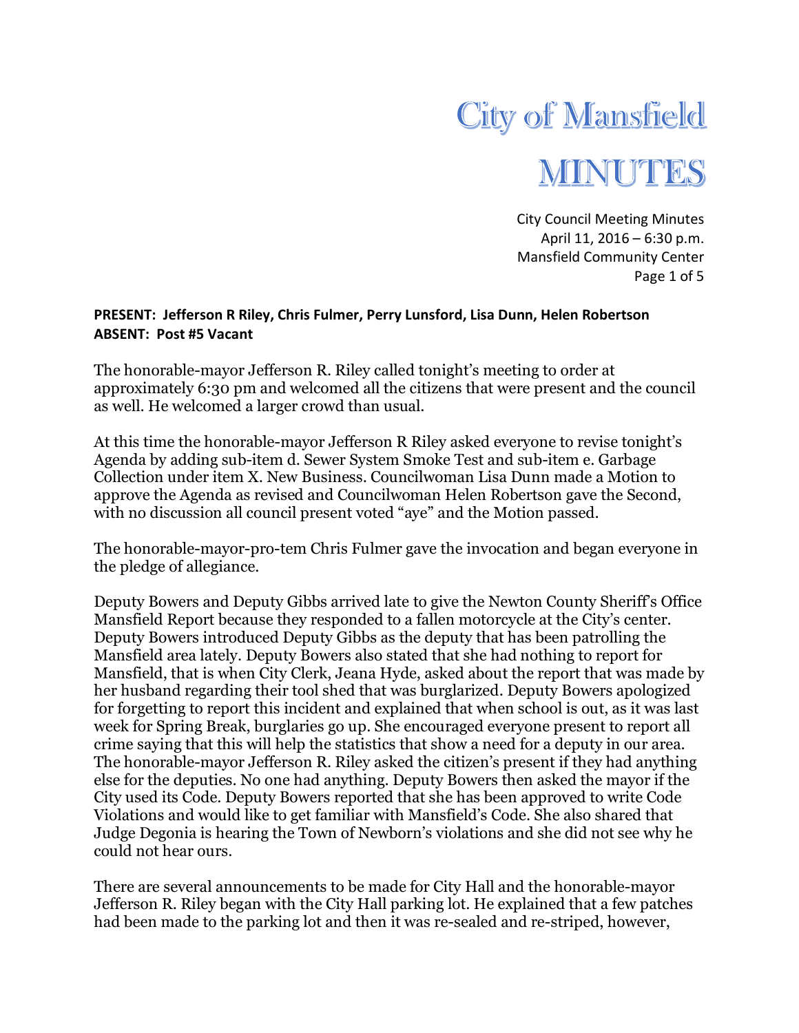# City of Mansfield

# MINUTES

City Council Meeting Minutes
April 11, 2016 – 6:30 p.m.
Mansfield Community Center

**PRESENT: Jefferson R Riley, Chris Fulmer, Perry Lunsford, Lisa Dunn, Helen Robertson**
**ABSENT: Post #5 Vacant**

The honorable-mayor Jefferson R. Riley called tonight's meeting to order at approximately 6:30 pm and welcomed all the citizens that were present and the council as well. He welcomed a larger crowd than usual.

At this time the honorable-mayor Jefferson R Riley asked everyone to revise tonight's Agenda by adding sub-item d. Sewer System Smoke Test and sub-item e. Garbage Collection under item X. New Business. Councilwoman Lisa Dunn made a Motion to approve the Agenda as revised and Councilwoman Helen Robertson gave the Second, with no discussion all council present voted "aye" and the Motion passed.

The honorable-mayor-pro-tem Chris Fulmer gave the invocation and began everyone in the pledge of allegiance.

Deputy Bowers and Deputy Gibbs arrived late to give the Newton County Sheriff's Office Mansfield Report because they responded to a fallen motorcycle at the City's center. Deputy Bowers introduced Deputy Gibbs as the deputy that has been patrolling the Mansfield area lately. Deputy Bowers also stated that she had nothing to report for Mansfield, that is when City Clerk, Jeana Hyde, asked about the report that was made by her husband regarding their tool shed that was burglarized. Deputy Bowers apologized for forgetting to report this incident and explained that when school is out, as it was last week for Spring Break, burglaries go up. She encouraged everyone present to report all crime saying that this will help the statistics that show a need for a deputy in our area. The honorable-mayor Jefferson R. Riley asked the citizen's present if they had anything else for the deputies. No one had anything. Deputy Bowers then asked the mayor if the City used its Code. Deputy Bowers reported that she has been approved to write Code Violations and would like to get familiar with Mansfield's Code. She also shared that Judge Degonia is hearing the Town of Newborn's violations and she did not see why he could not hear ours.

There are several announcements to be made for City Hall and the honorable-mayor Jefferson R. Riley began with the City Hall parking lot. He explained that a few patches had been made to the parking lot and then it was re-sealed and re-striped, however,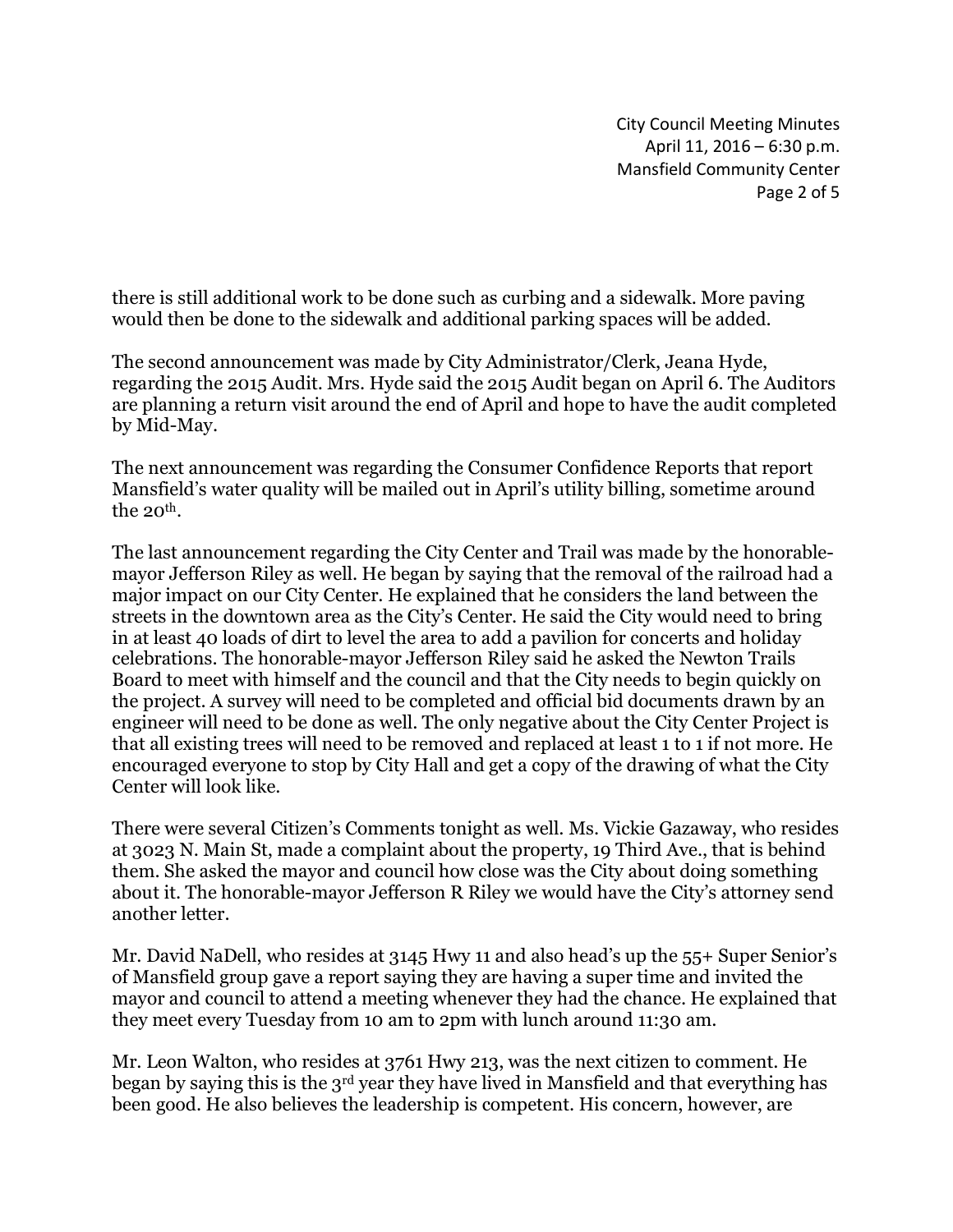there is still additional work to be done such as curbing and a sidewalk. More paving would then be done to the sidewalk and additional parking spaces will be added.

The second announcement was made by City Administrator/Clerk, Jeana Hyde, regarding the 2015 Audit. Mrs. Hyde said the 2015 Audit began on April 6. The Auditors are planning a return visit around the end of April and hope to have the audit completed by Mid-May.

The next announcement was regarding the Consumer Confidence Reports that report Mansfield's water quality will be mailed out in April's utility billing, sometime around the 20th.

The last announcement regarding the City Center and Trail was made by the honorable-mayor Jefferson Riley as well. He began by saying that the removal of the railroad had a major impact on our City Center. He explained that he considers the land between the streets in the downtown area as the City's Center. He said the City would need to bring in at least 40 loads of dirt to level the area to add a pavilion for concerts and holiday celebrations. The honorable-mayor Jefferson Riley said he asked the Newton Trails Board to meet with himself and the council and that the City needs to begin quickly on the project. A survey will need to be completed and official bid documents drawn by an engineer will need to be done as well. The only negative about the City Center Project is that all existing trees will need to be removed and replaced at least 1 to 1 if not more. He encouraged everyone to stop by City Hall and get a copy of the drawing of what the City Center will look like.

There were several Citizen's Comments tonight as well. Ms. Vickie Gazaway, who resides at 3023 N. Main St, made a complaint about the property, 19 Third Ave., that is behind them. She asked the mayor and council how close was the City about doing something about it. The honorable-mayor Jefferson R Riley we would have the City's attorney send another letter.

Mr. David NaDell, who resides at 3145 Hwy 11 and also head's up the 55+ Super Senior's of Mansfield group gave a report saying they are having a super time and invited the mayor and council to attend a meeting whenever they had the chance. He explained that they meet every Tuesday from 10 am to 2pm with lunch around 11:30 am.

Mr. Leon Walton, who resides at 3761 Hwy 213, was the next citizen to comment. He began by saying this is the 3rd year they have lived in Mansfield and that everything has been good. He also believes the leadership is competent. His concern, however, are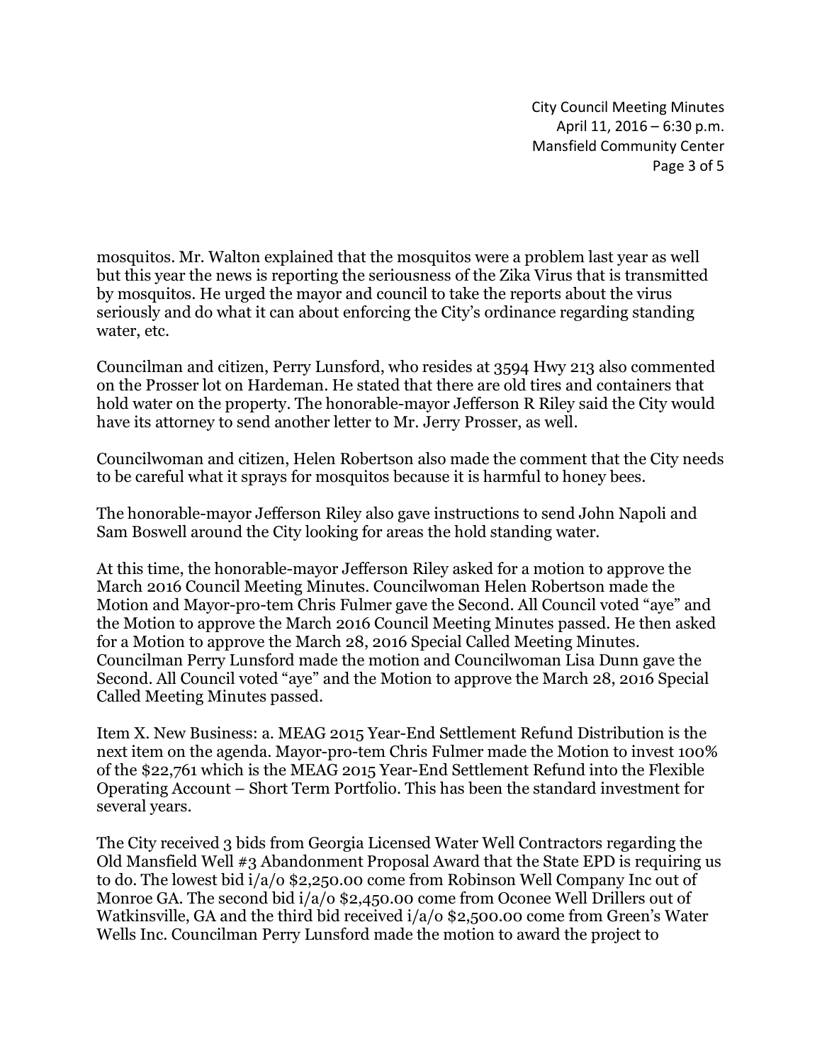mosquitos. Mr. Walton explained that the mosquitos were a problem last year as well but this year the news is reporting the seriousness of the Zika Virus that is transmitted by mosquitos. He urged the mayor and council to take the reports about the virus seriously and do what it can about enforcing the City's ordinance regarding standing water, etc.

Councilman and citizen, Perry Lunsford, who resides at 3594 Hwy 213 also commented on the Prosser lot on Hardeman. He stated that there are old tires and containers that hold water on the property. The honorable-mayor Jefferson R Riley said the City would have its attorney to send another letter to Mr. Jerry Prosser, as well.

Councilwoman and citizen, Helen Robertson also made the comment that the City needs to be careful what it sprays for mosquitos because it is harmful to honey bees.

The honorable-mayor Jefferson Riley also gave instructions to send John Napoli and Sam Boswell around the City looking for areas the hold standing water.

At this time, the honorable-mayor Jefferson Riley asked for a motion to approve the March 2016 Council Meeting Minutes. Councilwoman Helen Robertson made the Motion and Mayor-pro-tem Chris Fulmer gave the Second. All Council voted "aye" and the Motion to approve the March 2016 Council Meeting Minutes passed. He then asked for a Motion to approve the March 28, 2016 Special Called Meeting Minutes. Councilman Perry Lunsford made the motion and Councilwoman Lisa Dunn gave the Second. All Council voted "aye" and the Motion to approve the March 28, 2016 Special Called Meeting Minutes passed.

Item X. New Business: a. MEAG 2015 Year-End Settlement Refund Distribution is the next item on the agenda. Mayor-pro-tem Chris Fulmer made the Motion to invest 100% of the $22,761 which is the MEAG 2015 Year-End Settlement Refund into the Flexible Operating Account – Short Term Portfolio. This has been the standard investment for several years.

The City received 3 bids from Georgia Licensed Water Well Contractors regarding the Old Mansfield Well #3 Abandonment Proposal Award that the State EPD is requiring us to do. The lowest bid i/a/o $2,250.00 come from Robinson Well Company Inc out of Monroe GA. The second bid i/a/o $2,450.00 come from Oconee Well Drillers out of Watkinsville, GA and the third bid received i/a/o $2,500.00 come from Green's Water Wells Inc. Councilman Perry Lunsford made the motion to award the project to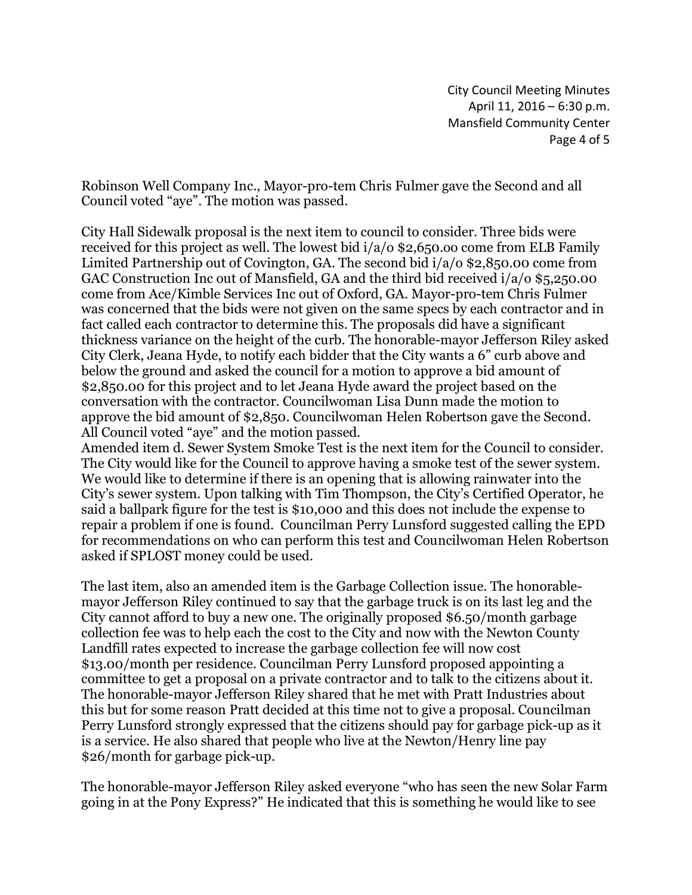Robinson Well Company Inc., Mayor-pro-tem Chris Fulmer gave the Second and all Council voted "aye". The motion was passed.

City Hall Sidewalk proposal is the next item to council to consider. Three bids were received for this project as well. The lowest bid i/a/o $2,650.00 come from ELB Family Limited Partnership out of Covington, GA. The second bid i/a/o $2,850.00 come from GAC Construction Inc out of Mansfield, GA and the third bid received i/a/o $5,250.00 come from Ace/Kimble Services Inc out of Oxford, GA. Mayor-pro-tem Chris Fulmer was concerned that the bids were not given on the same specs by each contractor and in fact called each contractor to determine this. The proposals did have a significant thickness variance on the height of the curb. The honorable-mayor Jefferson Riley asked City Clerk, Jeana Hyde, to notify each bidder that the City wants a 6" curb above and below the ground and asked the council for a motion to approve a bid amount of $2,850.00 for this project and to let Jeana Hyde award the project based on the conversation with the contractor. Councilwoman Lisa Dunn made the motion to approve the bid amount of $2,850. Councilwoman Helen Robertson gave the Second. All Council voted "aye" and the motion passed.

Amended item d. Sewer System Smoke Test is the next item for the Council to consider. The City would like for the Council to approve having a smoke test of the sewer system. We would like to determine if there is an opening that is allowing rainwater into the City's sewer system. Upon talking with Tim Thompson, the City's Certified Operator, he said a ballpark figure for the test is $10,000 and this does not include the expense to repair a problem if one is found. Councilman Perry Lunsford suggested calling the EPD for recommendations on who can perform this test and Councilwoman Helen Robertson asked if SPLOST money could be used.

The last item, also an amended item is the Garbage Collection issue. The honorable-mayor Jefferson Riley continued to say that the garbage truck is on its last leg and the City cannot afford to buy a new one. The originally proposed $6.50/month garbage collection fee was to help each the cost to the City and now with the Newton County Landfill rates expected to increase the garbage collection fee will now cost $13.00/month per residence. Councilman Perry Lunsford proposed appointing a committee to get a proposal on a private contractor and to talk to the citizens about it. The honorable-mayor Jefferson Riley shared that he met with Pratt Industries about this but for some reason Pratt decided at this time not to give a proposal. Councilman Perry Lunsford strongly expressed that the citizens should pay for garbage pick-up as it is a service. He also shared that people who live at the Newton/Henry line pay $26/month for garbage pick-up.

The honorable-mayor Jefferson Riley asked everyone "who has seen the new Solar Farm going in at the Pony Express?" He indicated that this is something he would like to see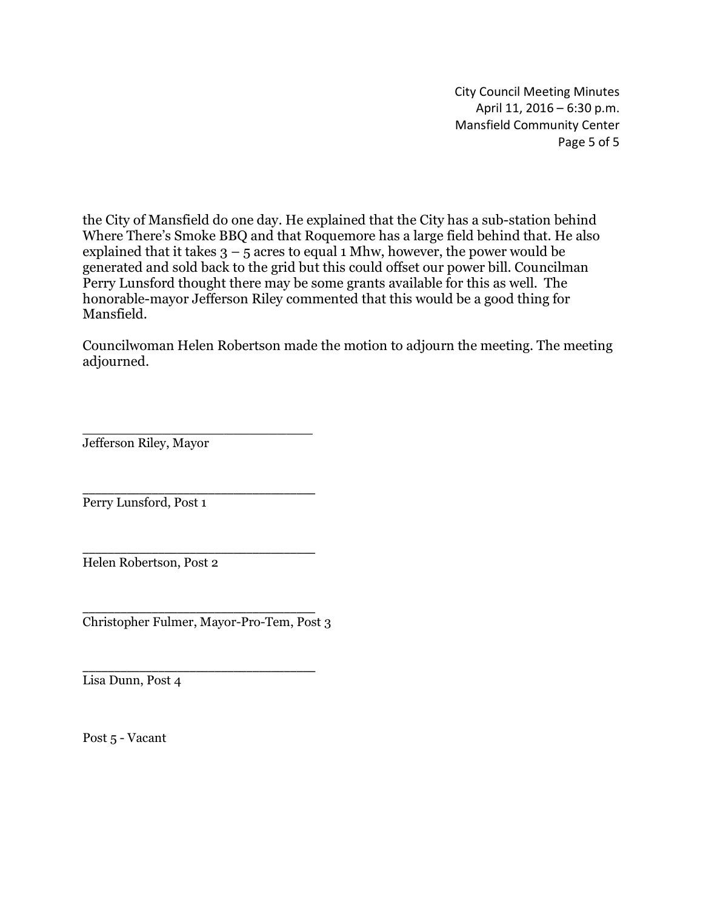the City of Mansfield do one day. He explained that the City has a sub-station behind Where There's Smoke BBQ and that Roquemore has a large field behind that. He also explained that it takes 3 – 5 acres to equal 1 Mhw, however, the power would be generated and sold back to the grid but this could offset our power bill. Councilman Perry Lunsford thought there may be some grants available for this as well. The honorable-mayor Jefferson Riley commented that this would be a good thing for Mansfield.

Councilwoman Helen Robertson made the motion to adjourn the meeting. The meeting adjourned.

______________________________
Jefferson Riley, Mayor

______________________________
Perry Lunsford, Post 1

______________________________
Helen Robertson, Post 2

______________________________
Christopher Fulmer, Mayor-Pro-Tem, Post 3

______________________________
Lisa Dunn, Post 4

Post 5 - Vacant